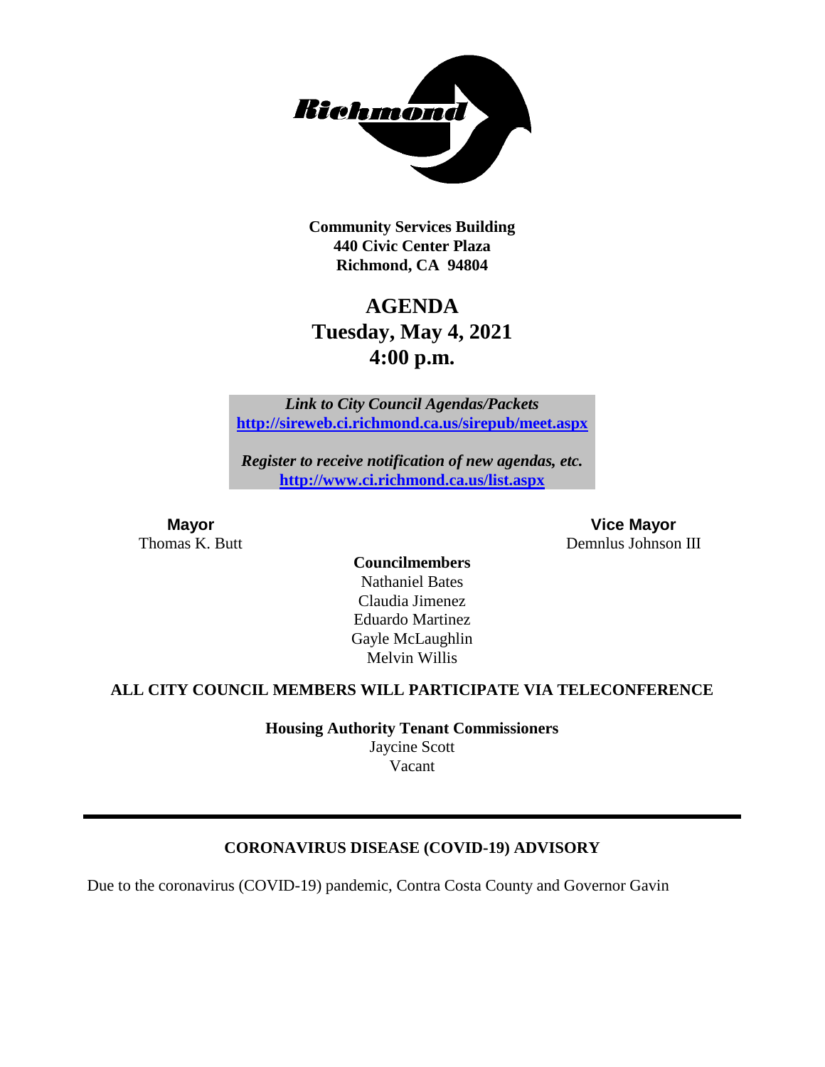**Community Services Building**
**440 Civic Center Plaza**
**Richmond, CA 94804**

# AGENDA
## Tuesday, May 4, 2021
## 4:00 p.m.

***Link to City Council Agendas/Packets***
**http://sireweb.ci.richmond.ca.us/sirepub/meet.aspx**

***Register to receive notification of new agendas, etc.***
**http://www.ci.richmond.ca.us/list.aspx**

**Mayor**
Thomas K. Butt

**Vice Mayor**
Demnlus Johnson III

**Councilmembers**
Nathaniel Bates
Claudia Jimenez
Eduardo Martinez
Gayle McLaughlin
Melvin Willis

**ALL CITY COUNCIL MEMBERS WILL PARTICIPATE VIA TELECONFERENCE**

**Housing Authority Tenant Commissioners**
Jaycine Scott
Vacant

---

### CORONAVIRUS DISEASE (COVID-19) ADVISORY

Due to the coronavirus (COVID-19) pandemic, Contra Costa County and Governor Gavin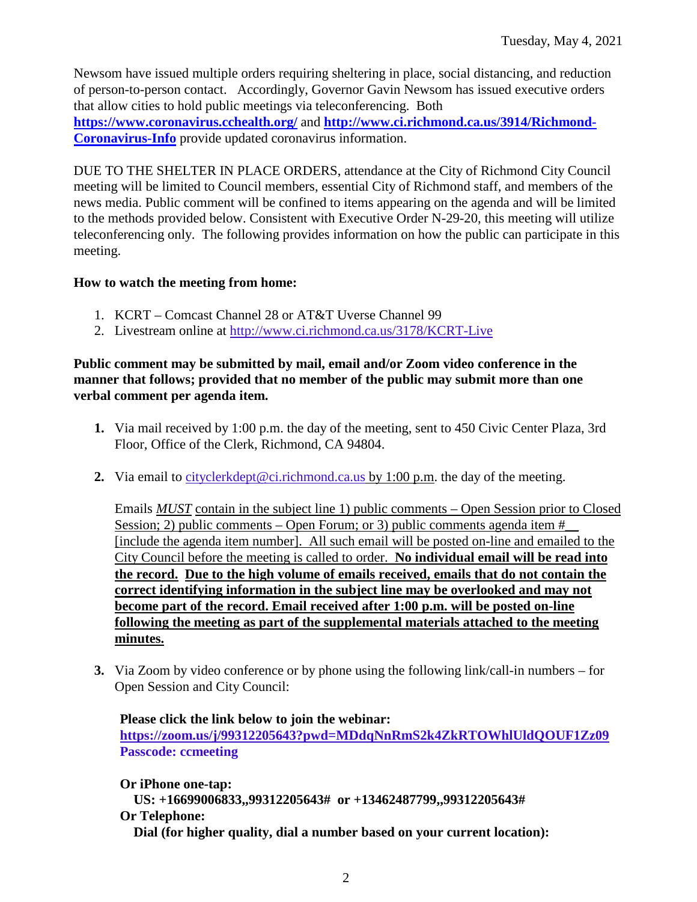Newsom have issued multiple orders requiring sheltering in place, social distancing, and reduction of person-to-person contact. Accordingly, Governor Gavin Newsom has issued executive orders that allow cities to hold public meetings via teleconferencing. Both **https://www.coronavirus.cchealth.org/** and **http://www.ci.richmond.ca.us/3914/Richmond-Coronavirus-Info** provide updated coronavirus information.

DUE TO THE SHELTER IN PLACE ORDERS, attendance at the City of Richmond City Council meeting will be limited to Council members, essential City of Richmond staff, and members of the news media. Public comment will be confined to items appearing on the agenda and will be limited to the methods provided below. Consistent with Executive Order N-29-20, this meeting will utilize teleconferencing only. The following provides information on how the public can participate in this meeting.

**How to watch the meeting from home:**

1. KCRT – Comcast Channel 28 or AT&T Uverse Channel 99
2. Livestream online at http://www.ci.richmond.ca.us/3178/KCRT-Live

**Public comment may be submitted by mail, email and/or Zoom video conference in the manner that follows; provided that no member of the public may submit more than one verbal comment per agenda item.**

1. Via mail received by 1:00 p.m. the day of the meeting, sent to 450 Civic Center Plaza, 3rd Floor, Office of the Clerk, Richmond, CA 94804.

2. Via email to cityclerkdept@ci.richmond.ca.us by 1:00 p.m. the day of the meeting.

   Emails ***MUST*** contain in the subject line 1) public comments – Open Session prior to Closed Session; 2) public comments – Open Forum; or 3) public comments agenda item #__ [include the agenda item number]. All such email will be posted on-line and emailed to the City Council before the meeting is called to order. **No individual email will be read into the record. Due to the high volume of emails received, emails that do not contain the correct identifying information in the subject line may be overlooked and may not become part of the record. Email received after 1:00 p.m. will be posted on-line following the meeting as part of the supplemental materials attached to the meeting minutes.**

3. Via Zoom by video conference or by phone using the following link/call-in numbers – for Open Session and City Council:

   **Please click the link below to join the webinar:**
   **https://zoom.us/j/99312205643?pwd=MDdqNnRmS2k4ZkRTOWhlUldQOUF1Zz09**
   **Passcode: ccmeeting**

   **Or iPhone one-tap:**
   **US: +16699006833,,99312205643# or +13462487799,,99312205643#**
   **Or Telephone:**
   **Dial (for higher quality, dial a number based on your current location):**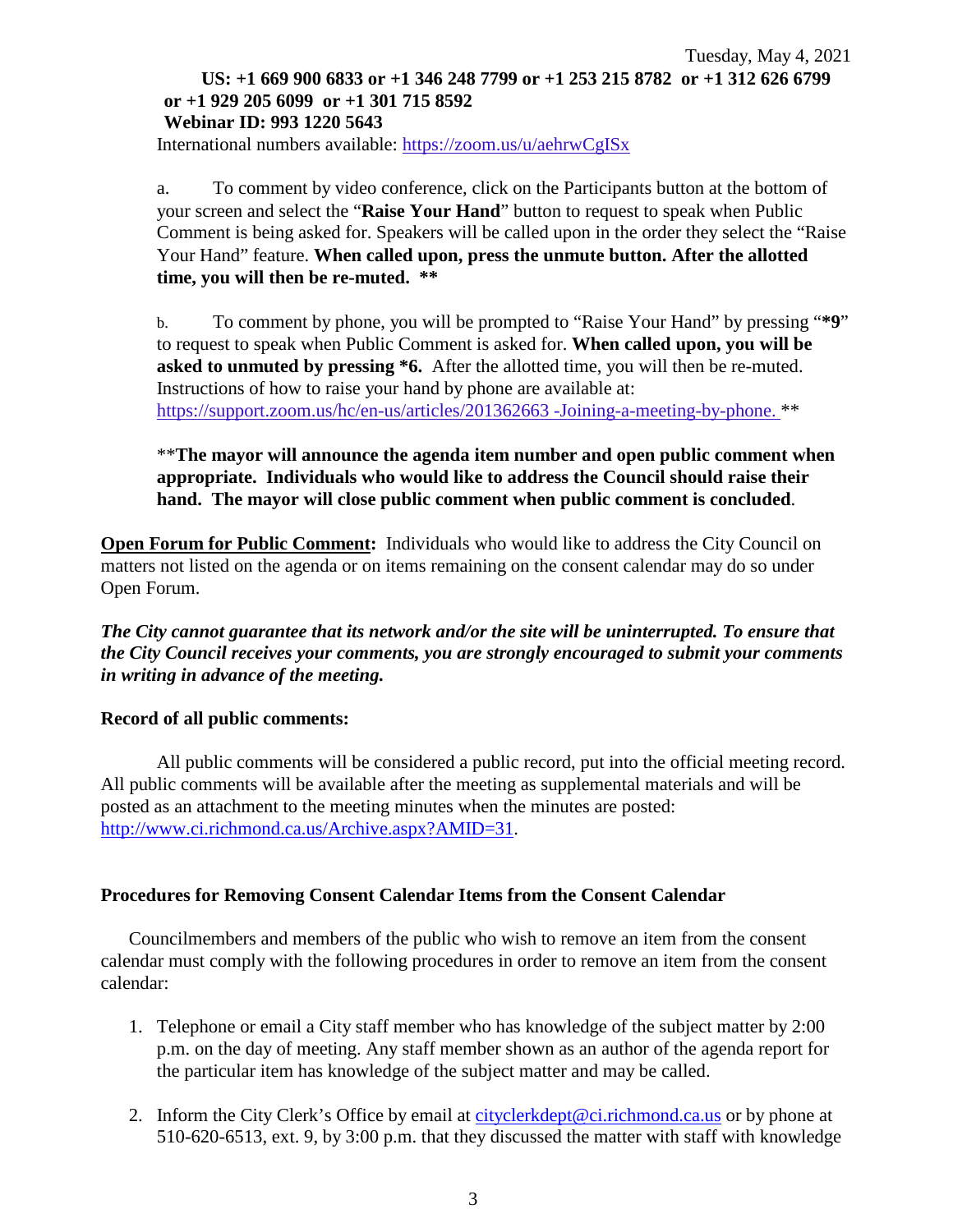Tuesday, May 4, 2021

**US: +1 669 900 6833 or +1 346 248 7799 or +1 253 215 8782 or +1 312 626 6799 or +1 929 205 6099 or +1 301 715 8592**
**Webinar ID: 993 1220 5643**

International numbers available: https://zoom.us/u/aehrwCgISx

a. To comment by video conference, click on the Participants button at the bottom of your screen and select the "**Raise Your Hand**" button to request to speak when Public Comment is being asked for. Speakers will be called upon in the order they select the "Raise Your Hand" feature. **When called upon, press the unmute button. After the allotted time, you will then be re-muted. ****

b. To comment by phone, you will be prompted to "Raise Your Hand" by pressing "***9**" to request to speak when Public Comment is asked for. **When called upon, you will be asked to unmuted by pressing *6.** After the allotted time, you will then be re-muted. Instructions of how to raise your hand by phone are available at: https://support.zoom.us/hc/en-us/articles/201362663 -Joining-a-meeting-by-phone. **

****The mayor will announce the agenda item number and open public comment when appropriate. Individuals who would like to address the Council should raise their hand. The mayor will close public comment when public comment is concluded**.

**Open Forum for Public Comment:** Individuals who would like to address the City Council on matters not listed on the agenda or on items remaining on the consent calendar may do so under Open Forum.

***The City cannot guarantee that its network and/or the site will be uninterrupted. To ensure that the City Council receives your comments, you are strongly encouraged to submit your comments in writing in advance of the meeting.***

**Record of all public comments:**

All public comments will be considered a public record, put into the official meeting record. All public comments will be available after the meeting as supplemental materials and will be posted as an attachment to the meeting minutes when the minutes are posted: http://www.ci.richmond.ca.us/Archive.aspx?AMID=31.

**Procedures for Removing Consent Calendar Items from the Consent Calendar**

Councilmembers and members of the public who wish to remove an item from the consent calendar must comply with the following procedures in order to remove an item from the consent calendar:

1. Telephone or email a City staff member who has knowledge of the subject matter by 2:00 p.m. on the day of meeting. Any staff member shown as an author of the agenda report for the particular item has knowledge of the subject matter and may be called.
2. Inform the City Clerk's Office by email at cityclerkdept@ci.richmond.ca.us or by phone at 510-620-6513, ext. 9, by 3:00 p.m. that they discussed the matter with staff with knowledge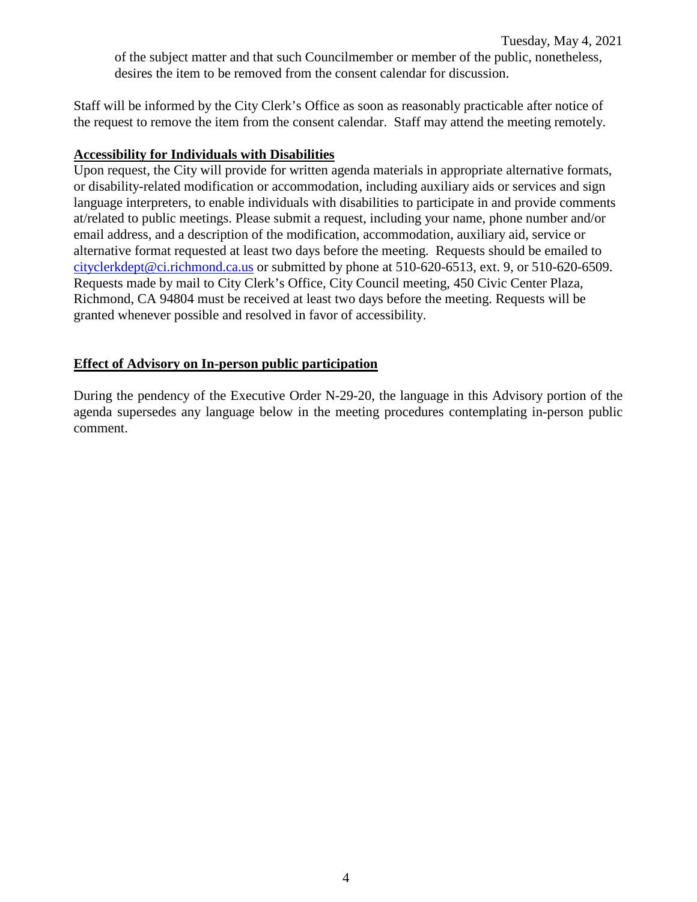of the subject matter and that such Councilmember or member of the public, nonetheless, desires the item to be removed from the consent calendar for discussion.

Staff will be informed by the City Clerk's Office as soon as reasonably practicable after notice of the request to remove the item from the consent calendar. Staff may attend the meeting remotely.

**Accessibility for Individuals with Disabilities**

Upon request, the City will provide for written agenda materials in appropriate alternative formats, or disability-related modification or accommodation, including auxiliary aids or services and sign language interpreters, to enable individuals with disabilities to participate in and provide comments at/related to public meetings. Please submit a request, including your name, phone number and/or email address, and a description of the modification, accommodation, auxiliary aid, service or alternative format requested at least two days before the meeting. Requests should be emailed to cityclerkdept@ci.richmond.ca.us or submitted by phone at 510-620-6513, ext. 9, or 510-620-6509. Requests made by mail to City Clerk's Office, City Council meeting, 450 Civic Center Plaza, Richmond, CA 94804 must be received at least two days before the meeting. Requests will be granted whenever possible and resolved in favor of accessibility.

**Effect of Advisory on In-person public participation**

During the pendency of the Executive Order N-29-20, the language in this Advisory portion of the agenda supersedes any language below in the meeting procedures contemplating in-person public comment.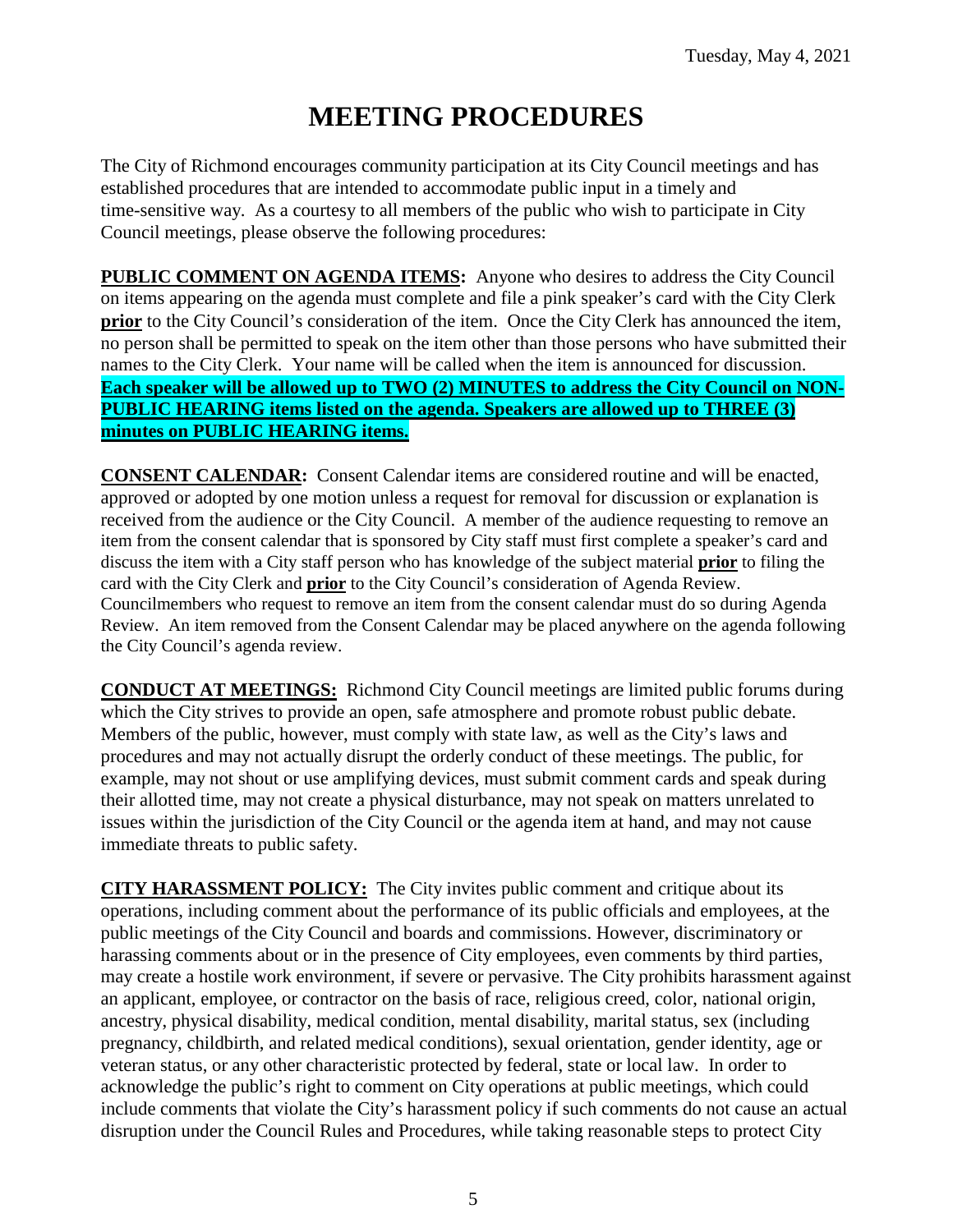Tuesday, May 4, 2021

# MEETING PROCEDURES

The City of Richmond encourages community participation at its City Council meetings and has established procedures that are intended to accommodate public input in a timely and time-sensitive way. As a courtesy to all members of the public who wish to participate in City Council meetings, please observe the following procedures:

**PUBLIC COMMENT ON AGENDA ITEMS:** Anyone who desires to address the City Council on items appearing on the agenda must complete and file a pink speaker's card with the City Clerk **prior** to the City Council's consideration of the item. Once the City Clerk has announced the item, no person shall be permitted to speak on the item other than those persons who have submitted their names to the City Clerk. Your name will be called when the item is announced for discussion. **Each speaker will be allowed up to TWO (2) MINUTES to address the City Council on NON-PUBLIC HEARING items listed on the agenda. Speakers are allowed up to THREE (3) minutes on PUBLIC HEARING items.**

**CONSENT CALENDAR:** Consent Calendar items are considered routine and will be enacted, approved or adopted by one motion unless a request for removal for discussion or explanation is received from the audience or the City Council. A member of the audience requesting to remove an item from the consent calendar that is sponsored by City staff must first complete a speaker's card and discuss the item with a City staff person who has knowledge of the subject material **prior** to filing the card with the City Clerk and **prior** to the City Council's consideration of Agenda Review. Councilmembers who request to remove an item from the consent calendar must do so during Agenda Review. An item removed from the Consent Calendar may be placed anywhere on the agenda following the City Council's agenda review.

**CONDUCT AT MEETINGS:** Richmond City Council meetings are limited public forums during which the City strives to provide an open, safe atmosphere and promote robust public debate. Members of the public, however, must comply with state law, as well as the City's laws and procedures and may not actually disrupt the orderly conduct of these meetings. The public, for example, may not shout or use amplifying devices, must submit comment cards and speak during their allotted time, may not create a physical disturbance, may not speak on matters unrelated to issues within the jurisdiction of the City Council or the agenda item at hand, and may not cause immediate threats to public safety.

**CITY HARASSMENT POLICY:** The City invites public comment and critique about its operations, including comment about the performance of its public officials and employees, at the public meetings of the City Council and boards and commissions. However, discriminatory or harassing comments about or in the presence of City employees, even comments by third parties, may create a hostile work environment, if severe or pervasive. The City prohibits harassment against an applicant, employee, or contractor on the basis of race, religious creed, color, national origin, ancestry, physical disability, medical condition, mental disability, marital status, sex (including pregnancy, childbirth, and related medical conditions), sexual orientation, gender identity, age or veteran status, or any other characteristic protected by federal, state or local law. In order to acknowledge the public's right to comment on City operations at public meetings, which could include comments that violate the City's harassment policy if such comments do not cause an actual disruption under the Council Rules and Procedures, while taking reasonable steps to protect City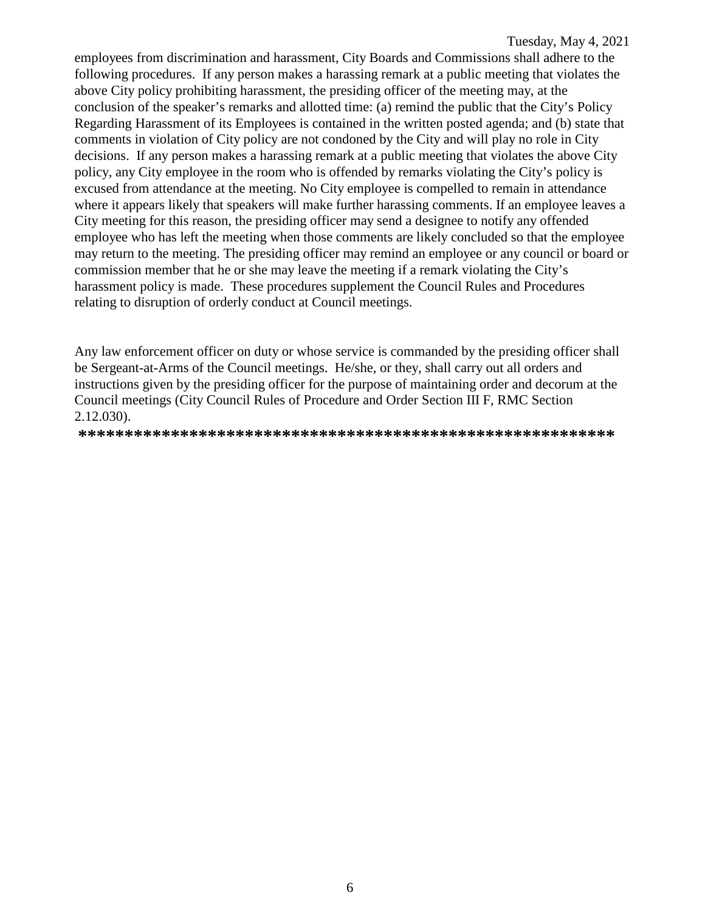employees from discrimination and harassment, City Boards and Commissions shall adhere to the following procedures. If any person makes a harassing remark at a public meeting that violates the above City policy prohibiting harassment, the presiding officer of the meeting may, at the conclusion of the speaker's remarks and allotted time: (a) remind the public that the City's Policy Regarding Harassment of its Employees is contained in the written posted agenda; and (b) state that comments in violation of City policy are not condoned by the City and will play no role in City decisions. If any person makes a harassing remark at a public meeting that violates the above City policy, any City employee in the room who is offended by remarks violating the City's policy is excused from attendance at the meeting. No City employee is compelled to remain in attendance where it appears likely that speakers will make further harassing comments. If an employee leaves a City meeting for this reason, the presiding officer may send a designee to notify any offended employee who has left the meeting when those comments are likely concluded so that the employee may return to the meeting. The presiding officer may remind an employee or any council or board or commission member that he or she may leave the meeting if a remark violating the City's harassment policy is made. These procedures supplement the Council Rules and Procedures relating to disruption of orderly conduct at Council meetings.

Any law enforcement officer on duty or whose service is commanded by the presiding officer shall be Sergeant-at-Arms of the Council meetings. He/she, or they, shall carry out all orders and instructions given by the presiding officer for the purpose of maintaining order and decorum at the Council meetings (City Council Rules of Procedure and Order Section III F, RMC Section 2.12.030).

**********************************************************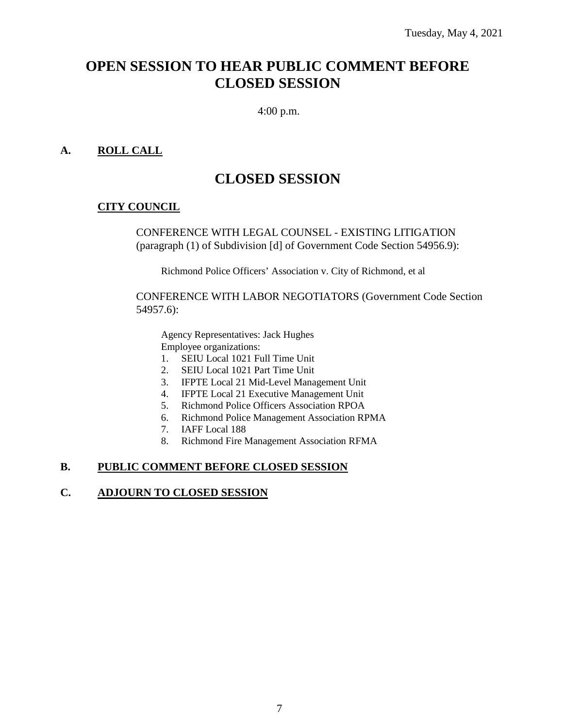Tuesday, May 4, 2021

# OPEN SESSION TO HEAR PUBLIC COMMENT BEFORE CLOSED SESSION

4:00 p.m.

**A. ROLL CALL**

# CLOSED SESSION

**CITY COUNCIL**

CONFERENCE WITH LEGAL COUNSEL - EXISTING LITIGATION (paragraph (1) of Subdivision [d] of Government Code Section 54956.9):

Richmond Police Officers' Association v. City of Richmond, et al

CONFERENCE WITH LABOR NEGOTIATORS (Government Code Section 54957.6):

Agency Representatives: Jack Hughes
Employee organizations:

1. SEIU Local 1021 Full Time Unit
2. SEIU Local 1021 Part Time Unit
3. IFPTE Local 21 Mid-Level Management Unit
4. IFPTE Local 21 Executive Management Unit
5. Richmond Police Officers Association RPOA
6. Richmond Police Management Association RPMA
7. IAFF Local 188
8. Richmond Fire Management Association RFMA

**B. PUBLIC COMMENT BEFORE CLOSED SESSION**

**C. ADJOURN TO CLOSED SESSION**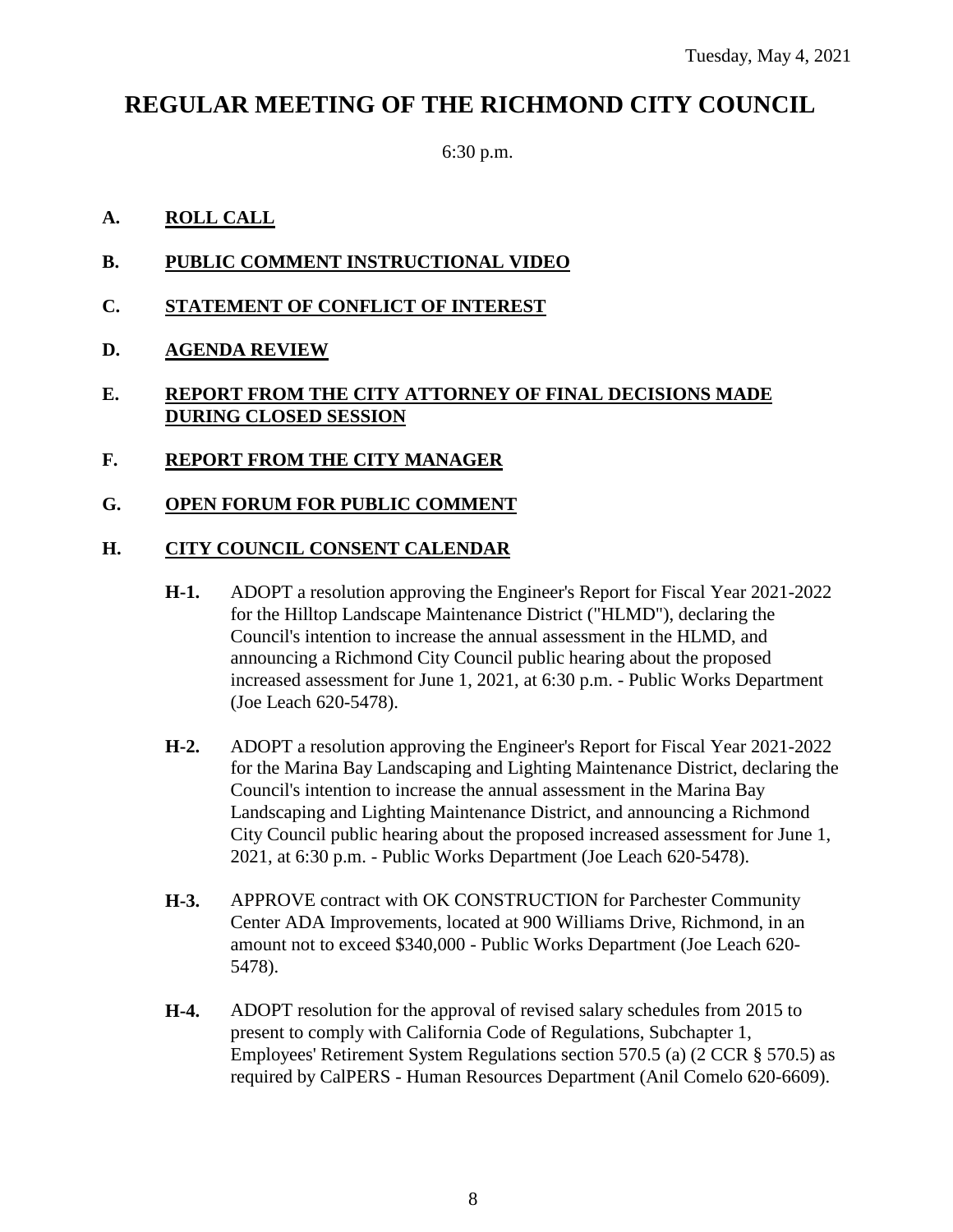Tuesday, May 4, 2021

# REGULAR MEETING OF THE RICHMOND CITY COUNCIL

6:30 p.m.

**A. ROLL CALL**

**B. PUBLIC COMMENT INSTRUCTIONAL VIDEO**

**C. STATEMENT OF CONFLICT OF INTEREST**

**D. AGENDA REVIEW**

**E. REPORT FROM THE CITY ATTORNEY OF FINAL DECISIONS MADE DURING CLOSED SESSION**

**F. REPORT FROM THE CITY MANAGER**

**G. OPEN FORUM FOR PUBLIC COMMENT**

**H. CITY COUNCIL CONSENT CALENDAR**

**H-1.** ADOPT a resolution approving the Engineer's Report for Fiscal Year 2021-2022 for the Hilltop Landscape Maintenance District ("HLMD"), declaring the Council's intention to increase the annual assessment in the HLMD, and announcing a Richmond City Council public hearing about the proposed increased assessment for June 1, 2021, at 6:30 p.m. - Public Works Department (Joe Leach 620-5478).

**H-2.** ADOPT a resolution approving the Engineer's Report for Fiscal Year 2021-2022 for the Marina Bay Landscaping and Lighting Maintenance District, declaring the Council's intention to increase the annual assessment in the Marina Bay Landscaping and Lighting Maintenance District, and announcing a Richmond City Council public hearing about the proposed increased assessment for June 1, 2021, at 6:30 p.m. - Public Works Department (Joe Leach 620-5478).

**H-3.** APPROVE contract with OK CONSTRUCTION for Parchester Community Center ADA Improvements, located at 900 Williams Drive, Richmond, in an amount not to exceed $340,000 - Public Works Department (Joe Leach 620-5478).

**H-4.** ADOPT resolution for the approval of revised salary schedules from 2015 to present to comply with California Code of Regulations, Subchapter 1, Employees' Retirement System Regulations section 570.5 (a) (2 CCR § 570.5) as required by CalPERS - Human Resources Department (Anil Comelo 620-6609).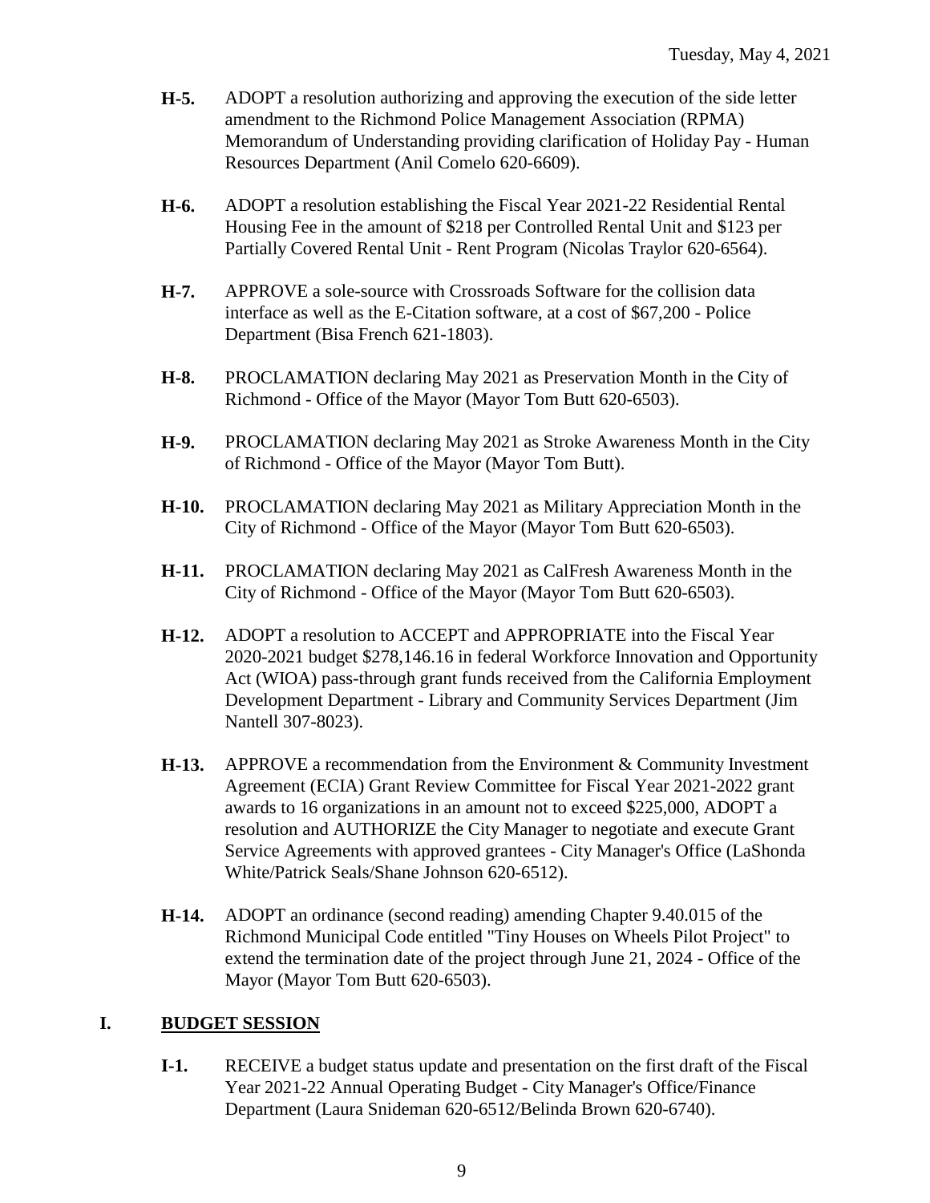**H-5.** ADOPT a resolution authorizing and approving the execution of the side letter amendment to the Richmond Police Management Association (RPMA) Memorandum of Understanding providing clarification of Holiday Pay - Human Resources Department (Anil Comelo 620-6609).

**H-6.** ADOPT a resolution establishing the Fiscal Year 2021-22 Residential Rental Housing Fee in the amount of $218 per Controlled Rental Unit and $123 per Partially Covered Rental Unit - Rent Program (Nicolas Traylor 620-6564).

**H-7.** APPROVE a sole-source with Crossroads Software for the collision data interface as well as the E-Citation software, at a cost of $67,200 - Police Department (Bisa French 621-1803).

**H-8.** PROCLAMATION declaring May 2021 as Preservation Month in the City of Richmond - Office of the Mayor (Mayor Tom Butt 620-6503).

**H-9.** PROCLAMATION declaring May 2021 as Stroke Awareness Month in the City of Richmond - Office of the Mayor (Mayor Tom Butt).

**H-10.** PROCLAMATION declaring May 2021 as Military Appreciation Month in the City of Richmond - Office of the Mayor (Mayor Tom Butt 620-6503).

**H-11.** PROCLAMATION declaring May 2021 as CalFresh Awareness Month in the City of Richmond - Office of the Mayor (Mayor Tom Butt 620-6503).

**H-12.** ADOPT a resolution to ACCEPT and APPROPRIATE into the Fiscal Year 2020-2021 budget $278,146.16 in federal Workforce Innovation and Opportunity Act (WIOA) pass-through grant funds received from the California Employment Development Department - Library and Community Services Department (Jim Nantell 307-8023).

**H-13.** APPROVE a recommendation from the Environment & Community Investment Agreement (ECIA) Grant Review Committee for Fiscal Year 2021-2022 grant awards to 16 organizations in an amount not to exceed $225,000, ADOPT a resolution and AUTHORIZE the City Manager to negotiate and execute Grant Service Agreements with approved grantees - City Manager's Office (LaShonda White/Patrick Seals/Shane Johnson 620-6512).

**H-14.** ADOPT an ordinance (second reading) amending Chapter 9.40.015 of the Richmond Municipal Code entitled "Tiny Houses on Wheels Pilot Project" to extend the termination date of the project through June 21, 2024 - Office of the Mayor (Mayor Tom Butt 620-6503).

## I. BUDGET SESSION

**I-1.** RECEIVE a budget status update and presentation on the first draft of the Fiscal Year 2021-22 Annual Operating Budget - City Manager's Office/Finance Department (Laura Snideman 620-6512/Belinda Brown 620-6740).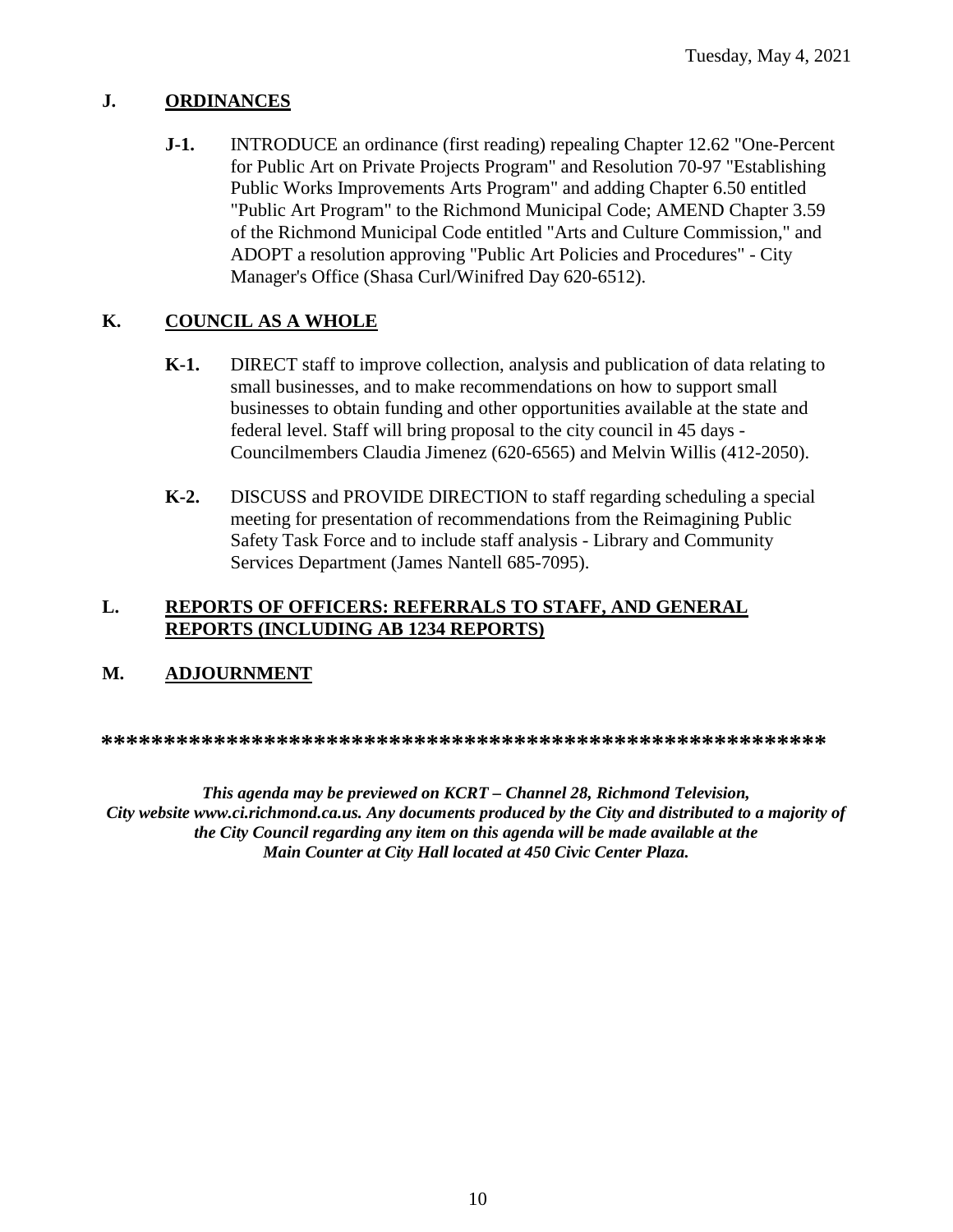## J. ORDINANCES

**J-1.** INTRODUCE an ordinance (first reading) repealing Chapter 12.62 "One-Percent for Public Art on Private Projects Program" and Resolution 70-97 "Establishing Public Works Improvements Arts Program" and adding Chapter 6.50 entitled "Public Art Program" to the Richmond Municipal Code; AMEND Chapter 3.59 of the Richmond Municipal Code entitled "Arts and Culture Commission," and ADOPT a resolution approving "Public Art Policies and Procedures" - City Manager's Office (Shasa Curl/Winifred Day 620-6512).

## K. COUNCIL AS A WHOLE

**K-1.** DIRECT staff to improve collection, analysis and publication of data relating to small businesses, and to make recommendations on how to support small businesses to obtain funding and other opportunities available at the state and federal level. Staff will bring proposal to the city council in 45 days - Councilmembers Claudia Jimenez (620-6565) and Melvin Willis (412-2050).

**K-2.** DISCUSS and PROVIDE DIRECTION to staff regarding scheduling a special meeting for presentation of recommendations from the Reimagining Public Safety Task Force and to include staff analysis - Library and Community Services Department (James Nantell 685-7095).

## L. REPORTS OF OFFICERS: REFERRALS TO STAFF, AND GENERAL REPORTS (INCLUDING AB 1234 REPORTS)

## M. ADJOURNMENT

**********************************************************

***This agenda may be previewed on KCRT – Channel 28, Richmond Television, City website www.ci.richmond.ca.us. Any documents produced by the City and distributed to a majority of the City Council regarding any item on this agenda will be made available at the Main Counter at City Hall located at 450 Civic Center Plaza.***